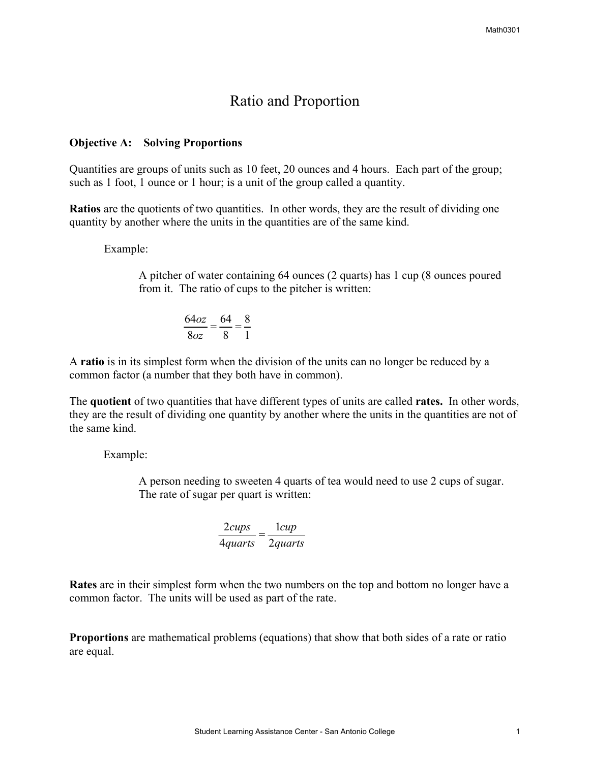# Ratio and Proportion

**Objective A: Solving Proportions**

Quantities are groups of units such as 10 feet, 20 ounces and 4 hours. Each part of the group; such as 1 foot, 1 ounce or 1 hour; is a unit of the group called a quantity.

**Ratios** are the quotients of two quantities. In other words, they are the result of dividing one quantity by another where the units in the quantities are of the same kind.

Example:

A pitcher of water containing 64 ounces (2 quarts) has 1 cup (8 ounces poured from it. The ratio of cups to the pitcher is written:

$$\frac{64oz}{8oz} = \frac{64}{8} = \frac{8}{1}$$

A **ratio** is in its simplest form when the division of the units can no longer be reduced by a common factor (a number that they both have in common).

The **quotient** of two quantities that have different types of units are called **rates.** In other words, they are the result of dividing one quantity by another where the units in the quantities are not of the same kind.

Example:

A person needing to sweeten 4 quarts of tea would need to use 2 cups of sugar. The rate of sugar per quart is written:

$$\frac{2cups}{4quarts} = \frac{1cup}{2quarts}$$

**Rates** are in their simplest form when the two numbers on the top and bottom no longer have a common factor. The units will be used as part of the rate.

**Proportions** are mathematical problems (equations) that show that both sides of a rate or ratio are equal.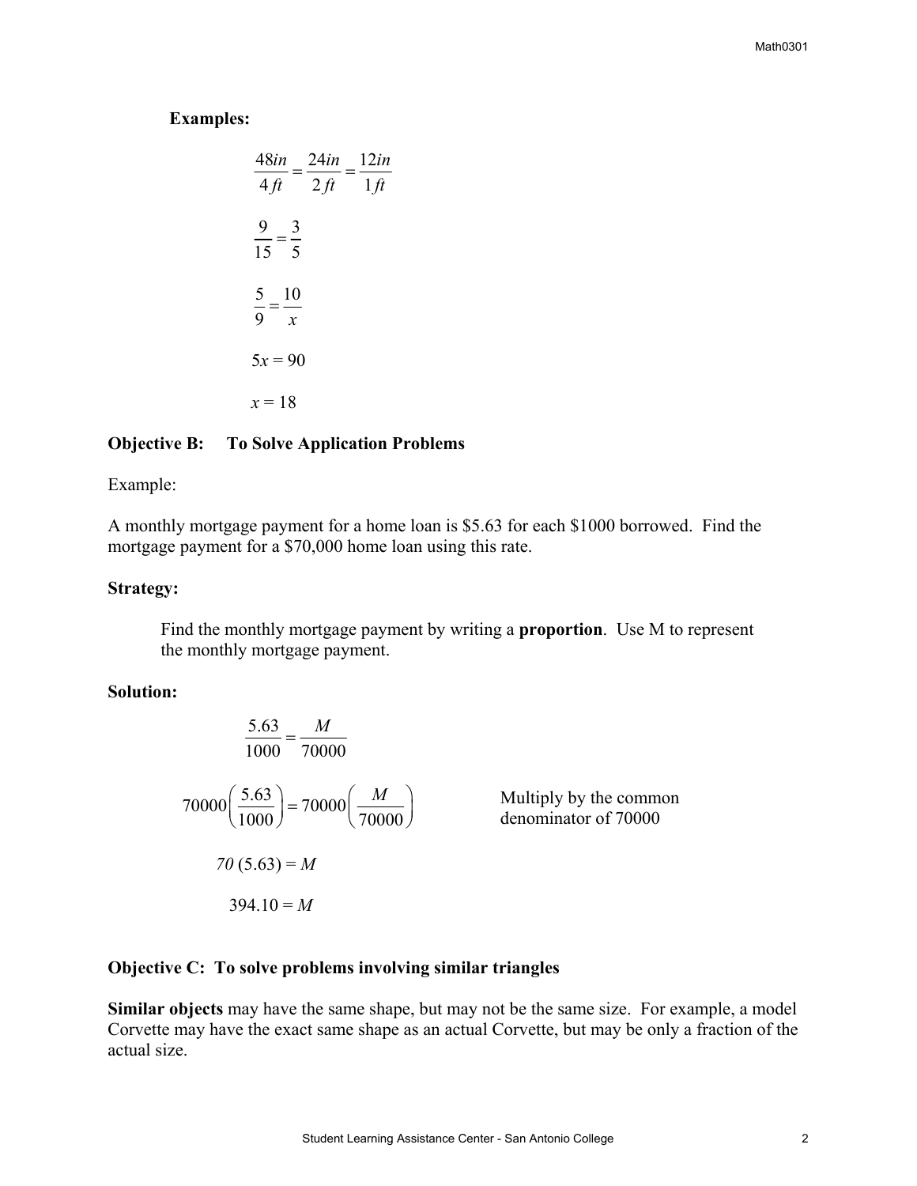**Examples:**

$$\frac{48in}{4ft} = \frac{24in}{2ft} = \frac{12in}{1ft}$$

$$\frac{9}{15} = \frac{3}{5}$$

$$\frac{5}{9} = \frac{10}{x}$$

$$5x = 90$$

$$x = 18$$

**Objective B: To Solve Application Problems**

Example:

A monthly mortgage payment for a home loan is $5.63 for each $1000 borrowed. Find the mortgage payment for a $70,000 home loan using this rate.

**Strategy:**

Find the monthly mortgage payment by writing a **proportion**. Use M to represent the monthly mortgage payment.

**Solution:**

$$\frac{5.63}{1000} = \frac{M}{70000}$$

$$70000\left(\frac{5.63}{1000}\right) = 70000\left(\frac{M}{70000}\right)$$ Multiply by the common denominator of 70000

$$70\,(5.63) = M$$

$$394.10 = M$$

**Objective C: To solve problems involving similar triangles**

**Similar objects** may have the same shape, but may not be the same size. For example, a model Corvette may have the exact same shape as an actual Corvette, but may be only a fraction of the actual size.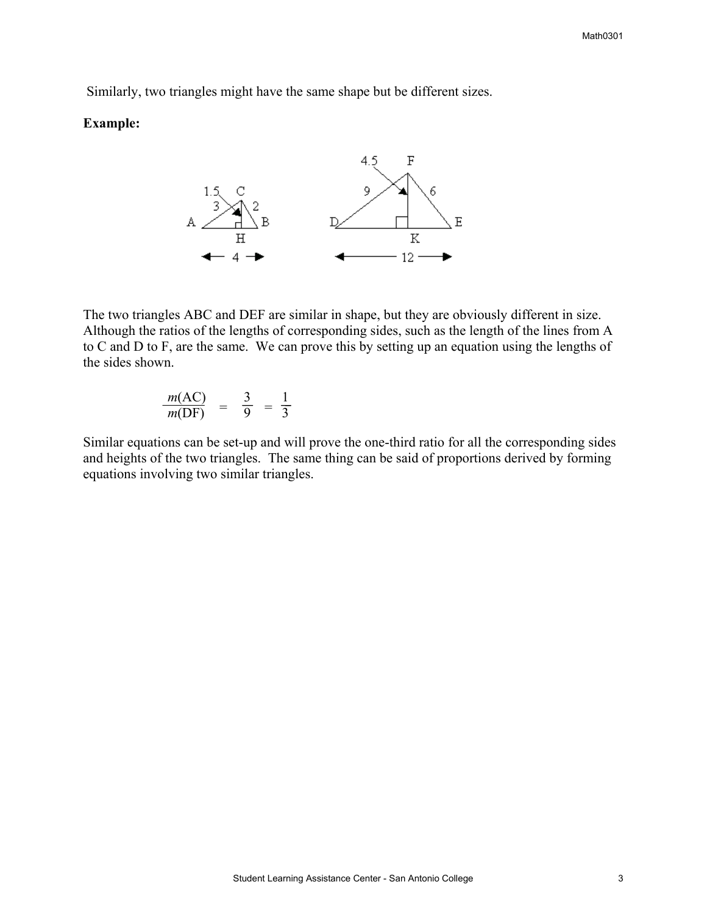Similarly, two triangles might have the same shape but be different sizes.

**Example:**

1.5
C
3
2
A
B
H
4

4.5
F
9
6
D
E
K
12

The two triangles ABC and DEF are similar in shape, but they are obviously different in size. Although the ratios of the lengths of corresponding sides, such as the length of the lines from A to C and D to F, are the same. We can prove this by setting up an equation using the lengths of the sides shown.

$$\frac{m(\text{AC})}{m(\text{DF})} = \frac{3}{9} = \frac{1}{3}$$

Similar equations can be set-up and will prove the one-third ratio for all the corresponding sides and heights of the two triangles. The same thing can be said of proportions derived by forming equations involving two similar triangles.